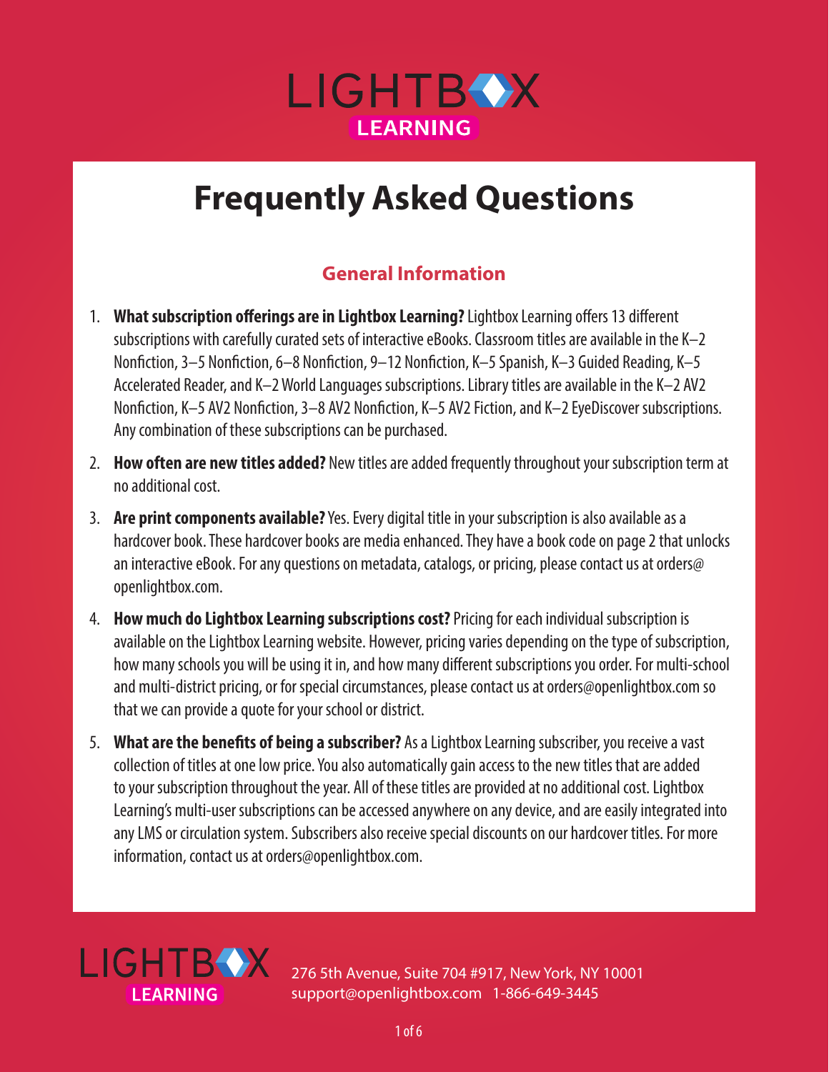LIGHTBOX LEARNING

# Frequently Asked Questions

## General Information

1. **What subscription offerings are in Lightbox Learning?** Lightbox Learning offers 13 different subscriptions with carefully curated sets of interactive eBooks. Classroom titles are available in the K–2 Nonfiction, 3–5 Nonfiction, 6–8 Nonfiction, 9–12 Nonfiction, K–5 Spanish, K–3 Guided Reading, K–5 Accelerated Reader, and K–2 World Languages subscriptions. Library titles are available in the K–2 AV2 Nonfiction, K–5 AV2 Nonfiction, 3–8 AV2 Nonfiction, K–5 AV2 Fiction, and K–2 EyeDiscover subscriptions. Any combination of these subscriptions can be purchased.

2. **How often are new titles added?** New titles are added frequently throughout your subscription term at no additional cost.

3. **Are print components available?** Yes. Every digital title in your subscription is also available as a hardcover book. These hardcover books are media enhanced. They have a book code on page 2 that unlocks an interactive eBook. For any questions on metadata, catalogs, or pricing, please contact us at orders@openlightbox.com.

4. **How much do Lightbox Learning subscriptions cost?** Pricing for each individual subscription is available on the Lightbox Learning website. However, pricing varies depending on the type of subscription, how many schools you will be using it in, and how many different subscriptions you order. For multi-school and multi-district pricing, or for special circumstances, please contact us at orders@openlightbox.com so that we can provide a quote for your school or district.

5. **What are the benefits of being a subscriber?** As a Lightbox Learning subscriber, you receive a vast collection of titles at one low price. You also automatically gain access to the new titles that are added to your subscription throughout the year. All of these titles are provided at no additional cost. Lightbox Learning's multi-user subscriptions can be accessed anywhere on any device, and are easily integrated into any LMS or circulation system. Subscribers also receive special discounts on our hardcover titles. For more information, contact us at orders@openlightbox.com.

LIGHTBOX LEARNING

276 5th Avenue, Suite 704 #917, New York, NY 10001
support@openlightbox.com 1-866-649-3445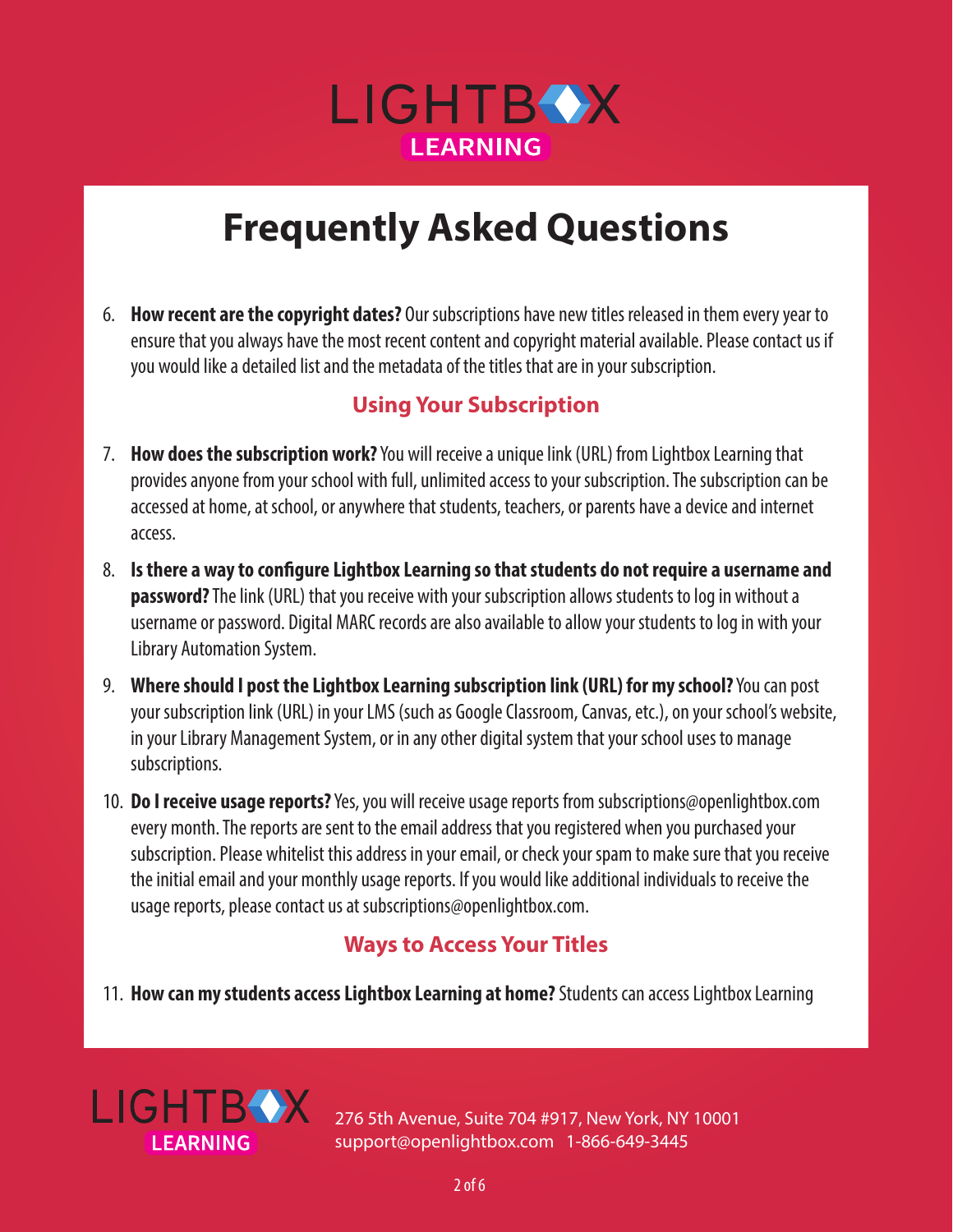# Frequently Asked Questions

6. **How recent are the copyright dates?** Our subscriptions have new titles released in them every year to ensure that you always have the most recent content and copyright material available. Please contact us if you would like a detailed list and the metadata of the titles that are in your subscription.

## Using Your Subscription

7. **How does the subscription work?** You will receive a unique link (URL) from Lightbox Learning that provides anyone from your school with full, unlimited access to your subscription. The subscription can be accessed at home, at school, or anywhere that students, teachers, or parents have a device and internet access.

8. **Is there a way to configure Lightbox Learning so that students do not require a username and password?** The link (URL) that you receive with your subscription allows students to log in without a username or password. Digital MARC records are also available to allow your students to log in with your Library Automation System.

9. **Where should I post the Lightbox Learning subscription link (URL) for my school?** You can post your subscription link (URL) in your LMS (such as Google Classroom, Canvas, etc.), on your school's website, in your Library Management System, or in any other digital system that your school uses to manage subscriptions.

10. **Do I receive usage reports?** Yes, you will receive usage reports from subscriptions@openlightbox.com every month. The reports are sent to the email address that you registered when you purchased your subscription. Please whitelist this address in your email, or check your spam to make sure that you receive the initial email and your monthly usage reports. If you would like additional individuals to receive the usage reports, please contact us at subscriptions@openlightbox.com.

## Ways to Access Your Titles

11. **How can my students access Lightbox Learning at home?** Students can access Lightbox Learning

276 5th Avenue, Suite 704 #917, New York, NY 10001
support@openlightbox.com 1-866-649-3445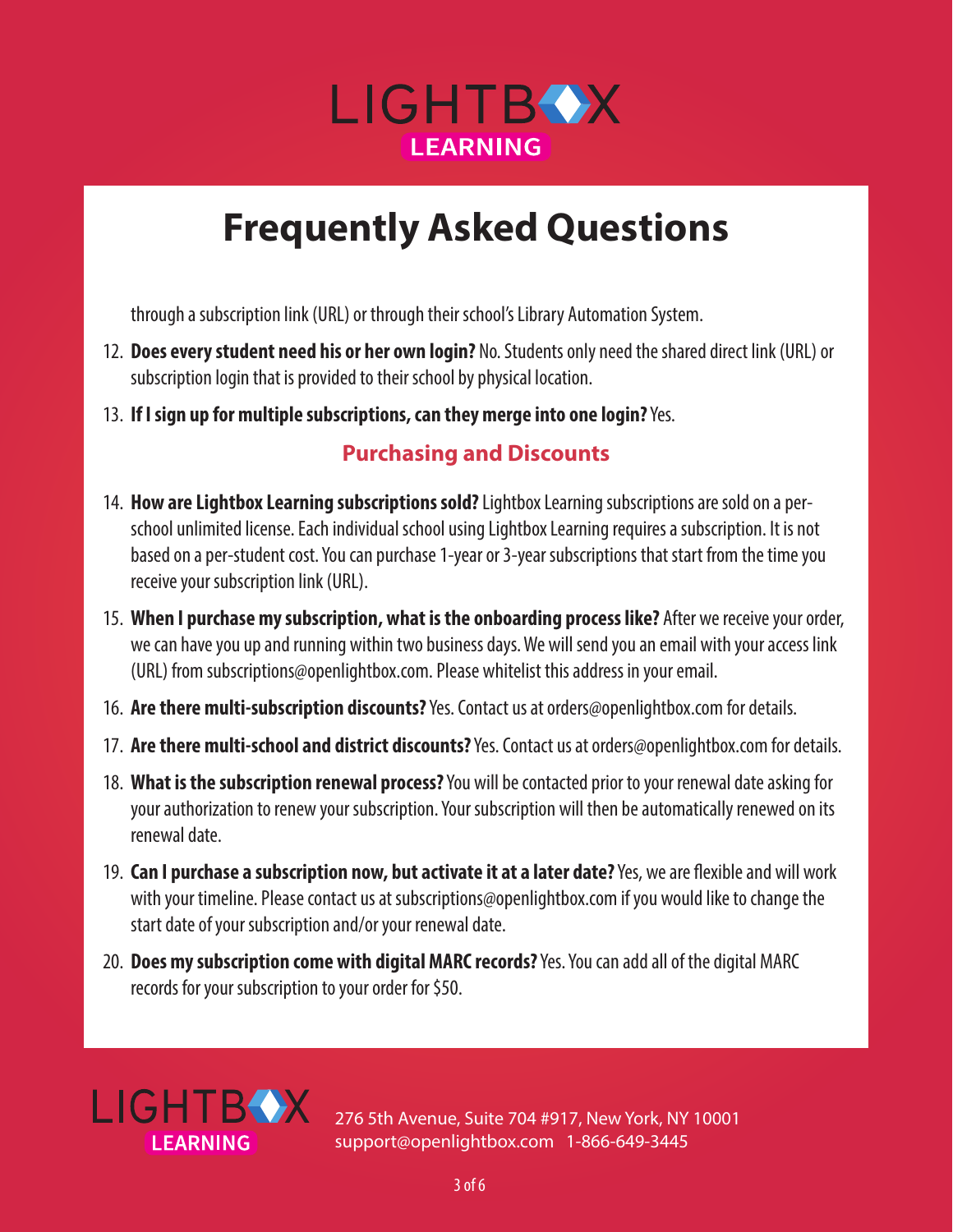LIGHTBOX LEARNING

# Frequently Asked Questions

through a subscription link (URL) or through their school's Library Automation System.

12. **Does every student need his or her own login?** No. Students only need the shared direct link (URL) or subscription login that is provided to their school by physical location.
13. **If I sign up for multiple subscriptions, can they merge into one login?** Yes.

## Purchasing and Discounts

14. **How are Lightbox Learning subscriptions sold?** Lightbox Learning subscriptions are sold on a per-school unlimited license. Each individual school using Lightbox Learning requires a subscription. It is not based on a per-student cost. You can purchase 1-year or 3-year subscriptions that start from the time you receive your subscription link (URL).
15. **When I purchase my subscription, what is the onboarding process like?** After we receive your order, we can have you up and running within two business days. We will send you an email with your access link (URL) from subscriptions@openlightbox.com. Please whitelist this address in your email.
16. **Are there multi-subscription discounts?** Yes. Contact us at orders@openlightbox.com for details.
17. **Are there multi-school and district discounts?** Yes. Contact us at orders@openlightbox.com for details.
18. **What is the subscription renewal process?** You will be contacted prior to your renewal date asking for your authorization to renew your subscription. Your subscription will then be automatically renewed on its renewal date.
19. **Can I purchase a subscription now, but activate it at a later date?** Yes, we are flexible and will work with your timeline. Please contact us at subscriptions@openlightbox.com if you would like to change the start date of your subscription and/or your renewal date.
20. **Does my subscription come with digital MARC records?** Yes. You can add all of the digital MARC records for your subscription to your order for $50.

LIGHTBOX LEARNING

276 5th Avenue, Suite 704 #917, New York, NY 10001
support@openlightbox.com 1-866-649-3445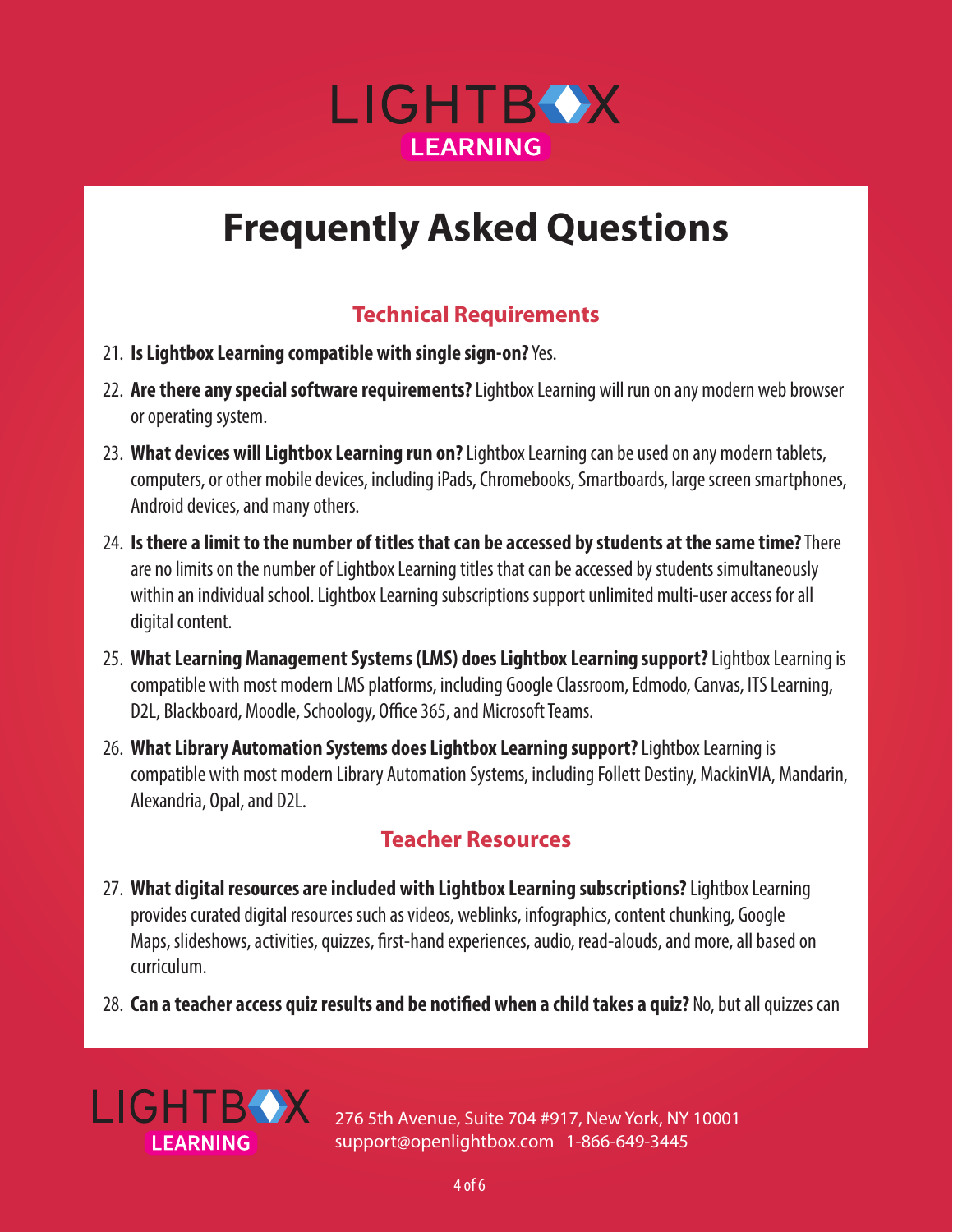LIGHTBOX LEARNING

# Frequently Asked Questions

## Technical Requirements

21. **Is Lightbox Learning compatible with single sign-on?** Yes.
22. **Are there any special software requirements?** Lightbox Learning will run on any modern web browser or operating system.
23. **What devices will Lightbox Learning run on?** Lightbox Learning can be used on any modern tablets, computers, or other mobile devices, including iPads, Chromebooks, Smartboards, large screen smartphones, Android devices, and many others.
24. **Is there a limit to the number of titles that can be accessed by students at the same time?** There are no limits on the number of Lightbox Learning titles that can be accessed by students simultaneously within an individual school. Lightbox Learning subscriptions support unlimited multi-user access for all digital content.
25. **What Learning Management Systems (LMS) does Lightbox Learning support?** Lightbox Learning is compatible with most modern LMS platforms, including Google Classroom, Edmodo, Canvas, ITS Learning, D2L, Blackboard, Moodle, Schoology, Office 365, and Microsoft Teams.
26. **What Library Automation Systems does Lightbox Learning support?** Lightbox Learning is compatible with most modern Library Automation Systems, including Follett Destiny, MackinVIA, Mandarin, Alexandria, Opal, and D2L.

## Teacher Resources

27. **What digital resources are included with Lightbox Learning subscriptions?** Lightbox Learning provides curated digital resources such as videos, weblinks, infographics, content chunking, Google Maps, slideshows, activities, quizzes, first-hand experiences, audio, read-alouds, and more, all based on curriculum.
28. **Can a teacher access quiz results and be notified when a child takes a quiz?** No, but all quizzes can

LIGHTBOX LEARNING

276 5th Avenue, Suite 704 #917, New York, NY 10001
support@openlightbox.com 1-866-649-3445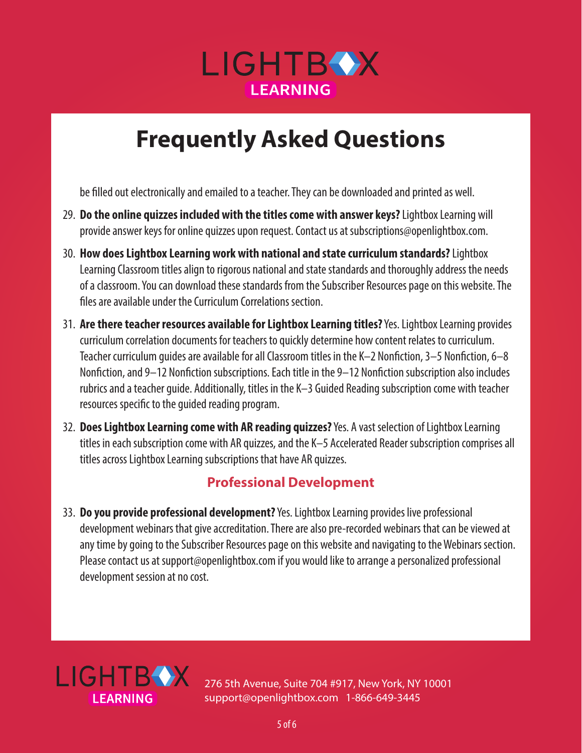# Frequently Asked Questions

be filled out electronically and emailed to a teacher. They can be downloaded and printed as well.

29. **Do the online quizzes included with the titles come with answer keys?** Lightbox Learning will provide answer keys for online quizzes upon request. Contact us at subscriptions@openlightbox.com.

30. **How does Lightbox Learning work with national and state curriculum standards?** Lightbox Learning Classroom titles align to rigorous national and state standards and thoroughly address the needs of a classroom. You can download these standards from the Subscriber Resources page on this website. The files are available under the Curriculum Correlations section.

31. **Are there teacher resources available for Lightbox Learning titles?** Yes. Lightbox Learning provides curriculum correlation documents for teachers to quickly determine how content relates to curriculum. Teacher curriculum guides are available for all Classroom titles in the K–2 Nonfiction, 3–5 Nonfiction, 6–8 Nonfiction, and 9–12 Nonfiction subscriptions. Each title in the 9–12 Nonfiction subscription also includes rubrics and a teacher guide. Additionally, titles in the K–3 Guided Reading subscription come with teacher resources specific to the guided reading program.

32. **Does Lightbox Learning come with AR reading quizzes?** Yes. A vast selection of Lightbox Learning titles in each subscription come with AR quizzes, and the K–5 Accelerated Reader subscription comprises all titles across Lightbox Learning subscriptions that have AR quizzes.

## Professional Development

33. **Do you provide professional development?** Yes. Lightbox Learning provides live professional development webinars that give accreditation. There are also pre-recorded webinars that can be viewed at any time by going to the Subscriber Resources page on this website and navigating to the Webinars section. Please contact us at support@openlightbox.com if you would like to arrange a personalized professional development session at no cost.

276 5th Avenue, Suite 704 #917, New York, NY 10001
support@openlightbox.com 1-866-649-3445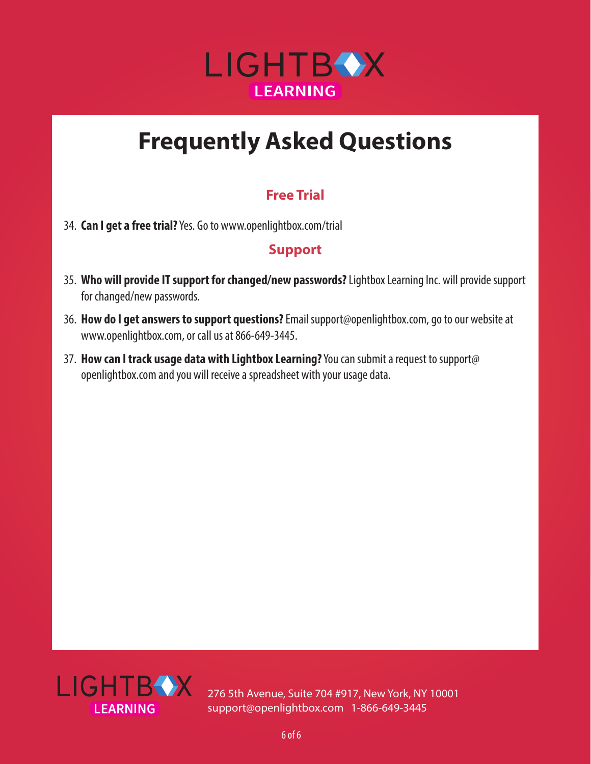# Frequently Asked Questions

## Free Trial

34. **Can I get a free trial?** Yes. Go to www.openlightbox.com/trial

## Support

35. **Who will provide IT support for changed/new passwords?** Lightbox Learning Inc. will provide support for changed/new passwords.
36. **How do I get answers to support questions?** Email support@openlightbox.com, go to our website at www.openlightbox.com, or call us at 866-649-3445.
37. **How can I track usage data with Lightbox Learning?** You can submit a request to support@openlightbox.com and you will receive a spreadsheet with your usage data.

276 5th Avenue, Suite 704 #917, New York, NY 10001
support@openlightbox.com 1-866-649-3445